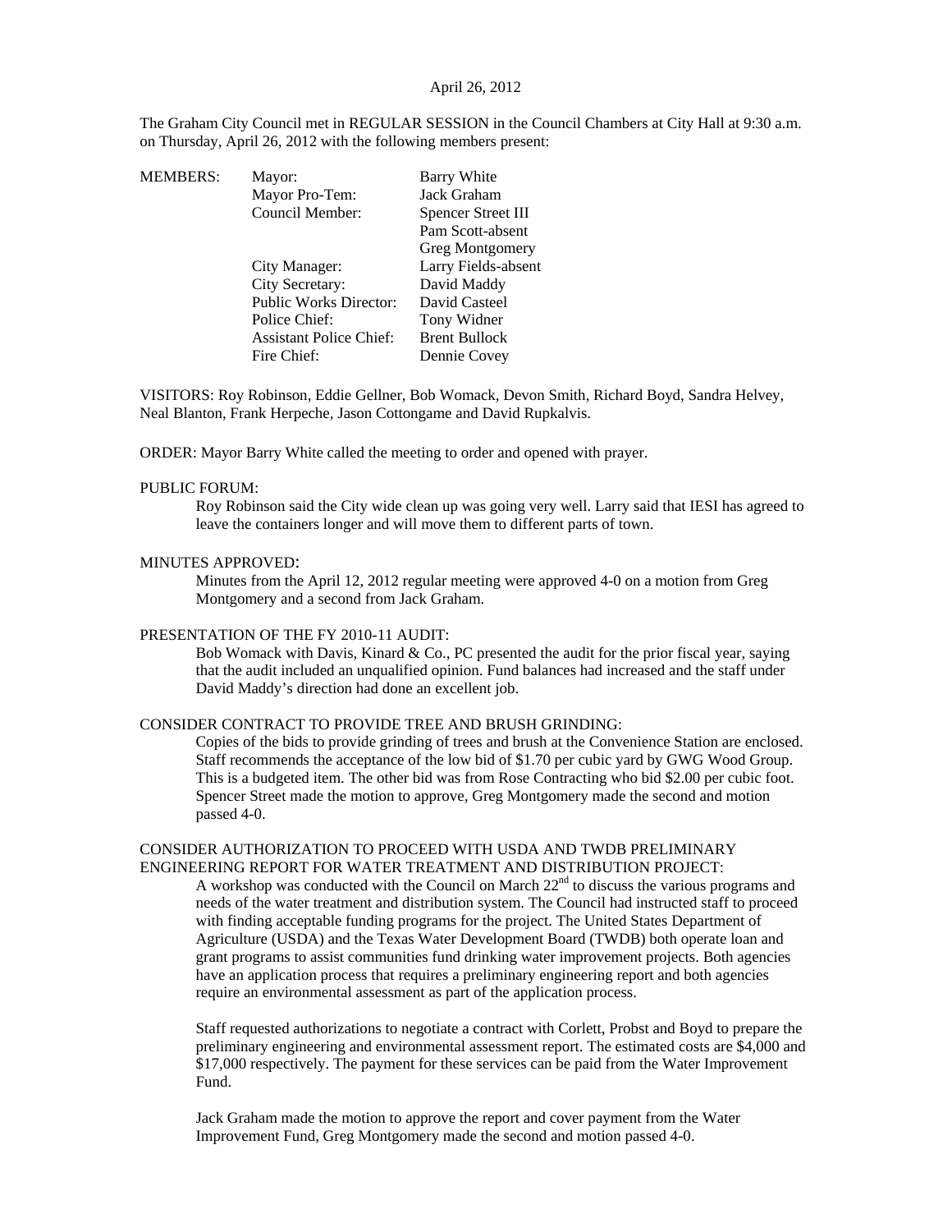April 26, 2012

The Graham City Council met in REGULAR SESSION in the Council Chambers at City Hall at 9:30 a.m. on Thursday, April 26, 2012 with the following members present:

| MEMBERS: | Mayor: | Barry White |
|---|---|---|
| | Mayor Pro-Tem: | Jack Graham |
| | Council Member: | Spencer Street III |
| | | Pam Scott-absent |
| | | Greg Montgomery |
| | City Manager: | Larry Fields-absent |
| | City Secretary: | David Maddy |
| | Public Works Director: | David Casteel |
| | Police Chief: | Tony Widner |
| | Assistant Police Chief: | Brent Bullock |
| | Fire Chief: | Dennie Covey |

VISITORS: Roy Robinson, Eddie Gellner, Bob Womack, Devon Smith, Richard Boyd, Sandra Helvey, Neal Blanton, Frank Herpeche, Jason Cottongame and David Rupkalvis.

ORDER: Mayor Barry White called the meeting to order and opened with prayer.

PUBLIC FORUM:

Roy Robinson said the City wide clean up was going very well. Larry said that IESI has agreed to leave the containers longer and will move them to different parts of town.

MINUTES APPROVED:

Minutes from the April 12, 2012 regular meeting were approved 4-0 on a motion from Greg Montgomery and a second from Jack Graham.

PRESENTATION OF THE FY 2010-11 AUDIT:

Bob Womack with Davis, Kinard & Co., PC presented the audit for the prior fiscal year, saying that the audit included an unqualified opinion. Fund balances had increased and the staff under David Maddy's direction had done an excellent job.

CONSIDER CONTRACT TO PROVIDE TREE AND BRUSH GRINDING:

Copies of the bids to provide grinding of trees and brush at the Convenience Station are enclosed. Staff recommends the acceptance of the low bid of $1.70 per cubic yard by GWG Wood Group. This is a budgeted item. The other bid was from Rose Contracting who bid $2.00 per cubic foot. Spencer Street made the motion to approve, Greg Montgomery made the second and motion passed 4-0.

CONSIDER AUTHORIZATION TO PROCEED WITH USDA AND TWDB PRELIMINARY ENGINEERING REPORT FOR WATER TREATMENT AND DISTRIBUTION PROJECT:

A workshop was conducted with the Council on March 22nd to discuss the various programs and needs of the water treatment and distribution system. The Council had instructed staff to proceed with finding acceptable funding programs for the project. The United States Department of Agriculture (USDA) and the Texas Water Development Board (TWDB) both operate loan and grant programs to assist communities fund drinking water improvement projects. Both agencies have an application process that requires a preliminary engineering report and both agencies require an environmental assessment as part of the application process.

Staff requested authorizations to negotiate a contract with Corlett, Probst and Boyd to prepare the preliminary engineering and environmental assessment report. The estimated costs are $4,000 and $17,000 respectively. The payment for these services can be paid from the Water Improvement Fund.

Jack Graham made the motion to approve the report and cover payment from the Water Improvement Fund, Greg Montgomery made the second and motion passed 4-0.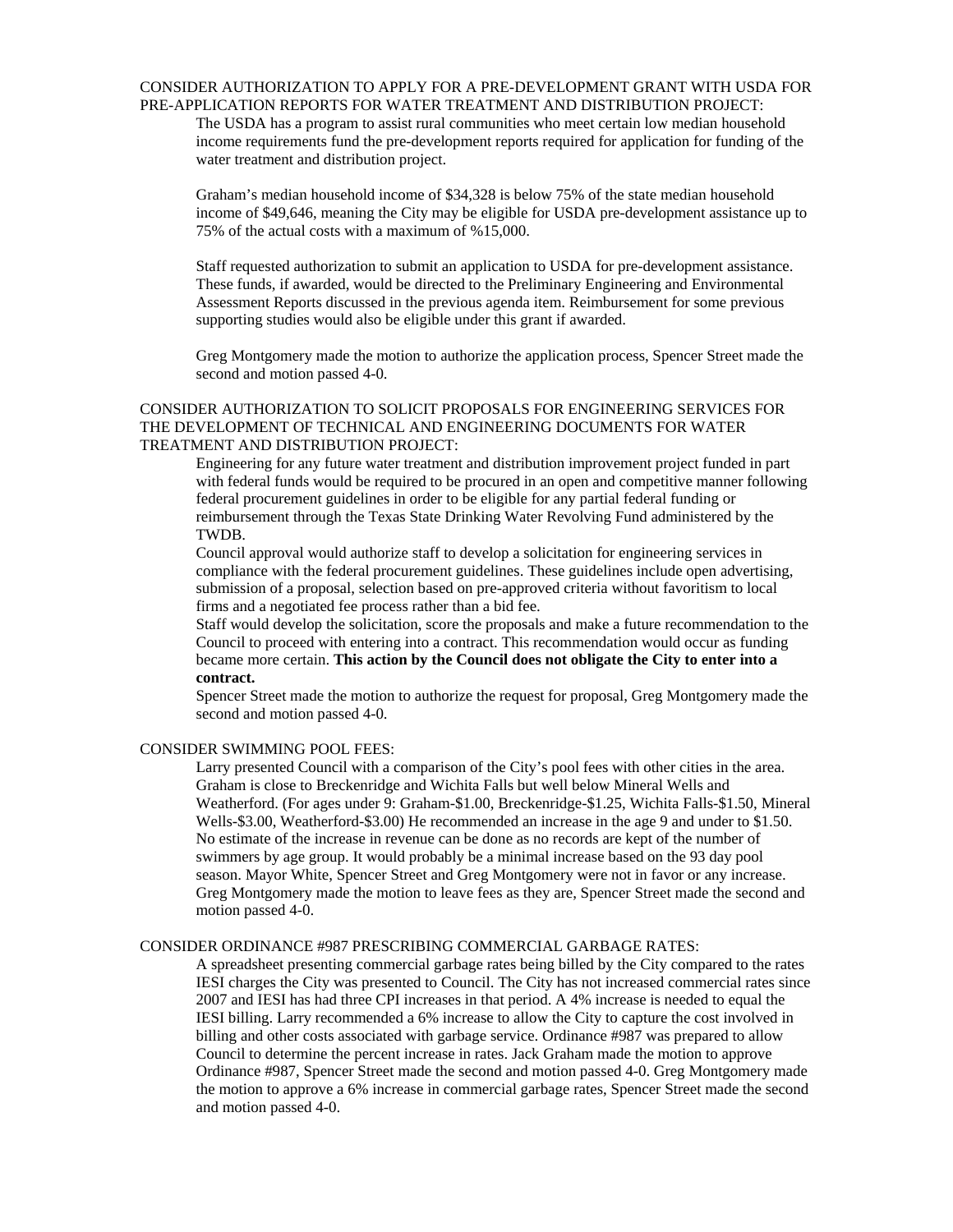CONSIDER AUTHORIZATION TO APPLY FOR A PRE-DEVELOPMENT GRANT WITH USDA FOR PRE-APPLICATION REPORTS FOR WATER TREATMENT AND DISTRIBUTION PROJECT:

The USDA has a program to assist rural communities who meet certain low median household income requirements fund the pre-development reports required for application for funding of the water treatment and distribution project.

Graham's median household income of $34,328 is below 75% of the state median household income of $49,646, meaning the City may be eligible for USDA pre-development assistance up to 75% of the actual costs with a maximum of %15,000.

Staff requested authorization to submit an application to USDA for pre-development assistance. These funds, if awarded, would be directed to the Preliminary Engineering and Environmental Assessment Reports discussed in the previous agenda item. Reimbursement for some previous supporting studies would also be eligible under this grant if awarded.

Greg Montgomery made the motion to authorize the application process, Spencer Street made the second and motion passed 4-0.

CONSIDER AUTHORIZATION TO SOLICIT PROPOSALS FOR ENGINEERING SERVICES FOR THE DEVELOPMENT OF TECHNICAL AND ENGINEERING DOCUMENTS FOR WATER TREATMENT AND DISTRIBUTION PROJECT:

Engineering for any future water treatment and distribution improvement project funded in part with federal funds would be required to be procured in an open and competitive manner following federal procurement guidelines in order to be eligible for any partial federal funding or reimbursement through the Texas State Drinking Water Revolving Fund administered by the TWDB.

Council approval would authorize staff to develop a solicitation for engineering services in compliance with the federal procurement guidelines. These guidelines include open advertising, submission of a proposal, selection based on pre-approved criteria without favoritism to local firms and a negotiated fee process rather than a bid fee.

Staff would develop the solicitation, score the proposals and make a future recommendation to the Council to proceed with entering into a contract. This recommendation would occur as funding became more certain. **This action by the Council does not obligate the City to enter into a contract.**

Spencer Street made the motion to authorize the request for proposal, Greg Montgomery made the second and motion passed 4-0.

CONSIDER SWIMMING POOL FEES:

Larry presented Council with a comparison of the City's pool fees with other cities in the area. Graham is close to Breckenridge and Wichita Falls but well below Mineral Wells and Weatherford. (For ages under 9: Graham-$1.00, Breckenridge-$1.25, Wichita Falls-$1.50, Mineral Wells-$3.00, Weatherford-$3.00) He recommended an increase in the age 9 and under to $1.50. No estimate of the increase in revenue can be done as no records are kept of the number of swimmers by age group. It would probably be a minimal increase based on the 93 day pool season. Mayor White, Spencer Street and Greg Montgomery were not in favor or any increase. Greg Montgomery made the motion to leave fees as they are, Spencer Street made the second and motion passed 4-0.

CONSIDER ORDINANCE #987 PRESCRIBING COMMERCIAL GARBAGE RATES:

A spreadsheet presenting commercial garbage rates being billed by the City compared to the rates IESI charges the City was presented to Council. The City has not increased commercial rates since 2007 and IESI has had three CPI increases in that period. A 4% increase is needed to equal the IESI billing. Larry recommended a 6% increase to allow the City to capture the cost involved in billing and other costs associated with garbage service. Ordinance #987 was prepared to allow Council to determine the percent increase in rates. Jack Graham made the motion to approve Ordinance #987, Spencer Street made the second and motion passed 4-0. Greg Montgomery made the motion to approve a 6% increase in commercial garbage rates, Spencer Street made the second and motion passed 4-0.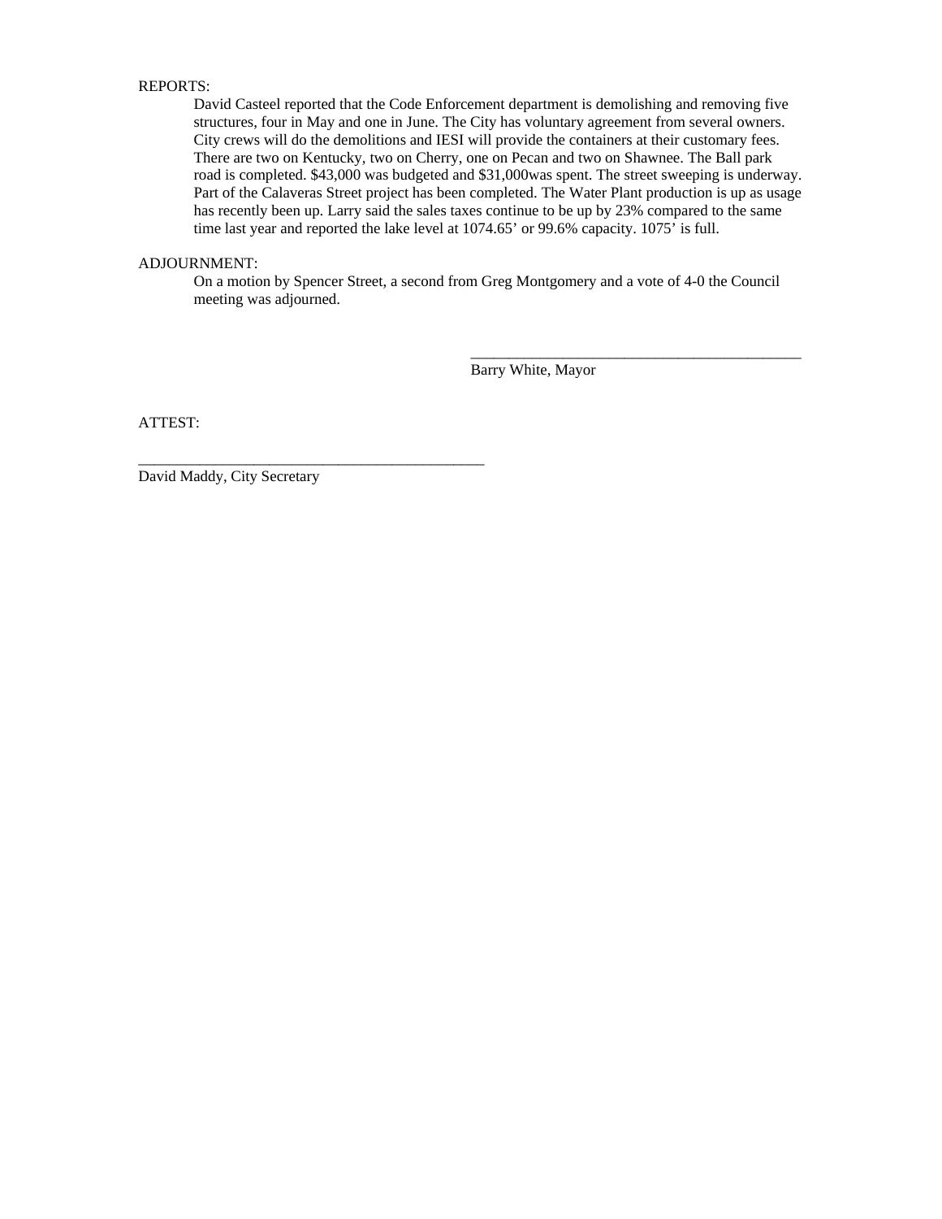REPORTS:

David Casteel reported that the Code Enforcement department is demolishing and removing five structures, four in May and one in June. The City has voluntary agreement from several owners. City crews will do the demolitions and IESI will provide the containers at their customary fees. There are two on Kentucky, two on Cherry, one on Pecan and two on Shawnee. The Ball park road is completed. $43,000 was budgeted and $31,000was spent. The street sweeping is underway. Part of the Calaveras Street project has been completed. The Water Plant production is up as usage has recently been up. Larry said the sales taxes continue to be up by 23% compared to the same time last year and reported the lake level at 1074.65' or 99.6% capacity. 1075' is full.

ADJOURNMENT:

On a motion by Spencer Street, a second from Greg Montgomery and a vote of 4-0 the Council meeting was adjourned.

\_\_\_\_\_\_\_\_\_\_\_\_\_\_\_\_\_\_\_\_\_\_\_\_\_\_\_\_\_\_\_\_\_\_\_\_\_\_\_\_\_\_\_\_

Barry White, Mayor

ATTEST:

\_\_\_\_\_\_\_\_\_\_\_\_\_\_\_\_\_\_\_\_\_\_\_\_\_\_\_\_\_\_\_\_\_\_\_\_\_\_\_\_\_\_\_\_

David Maddy, City Secretary